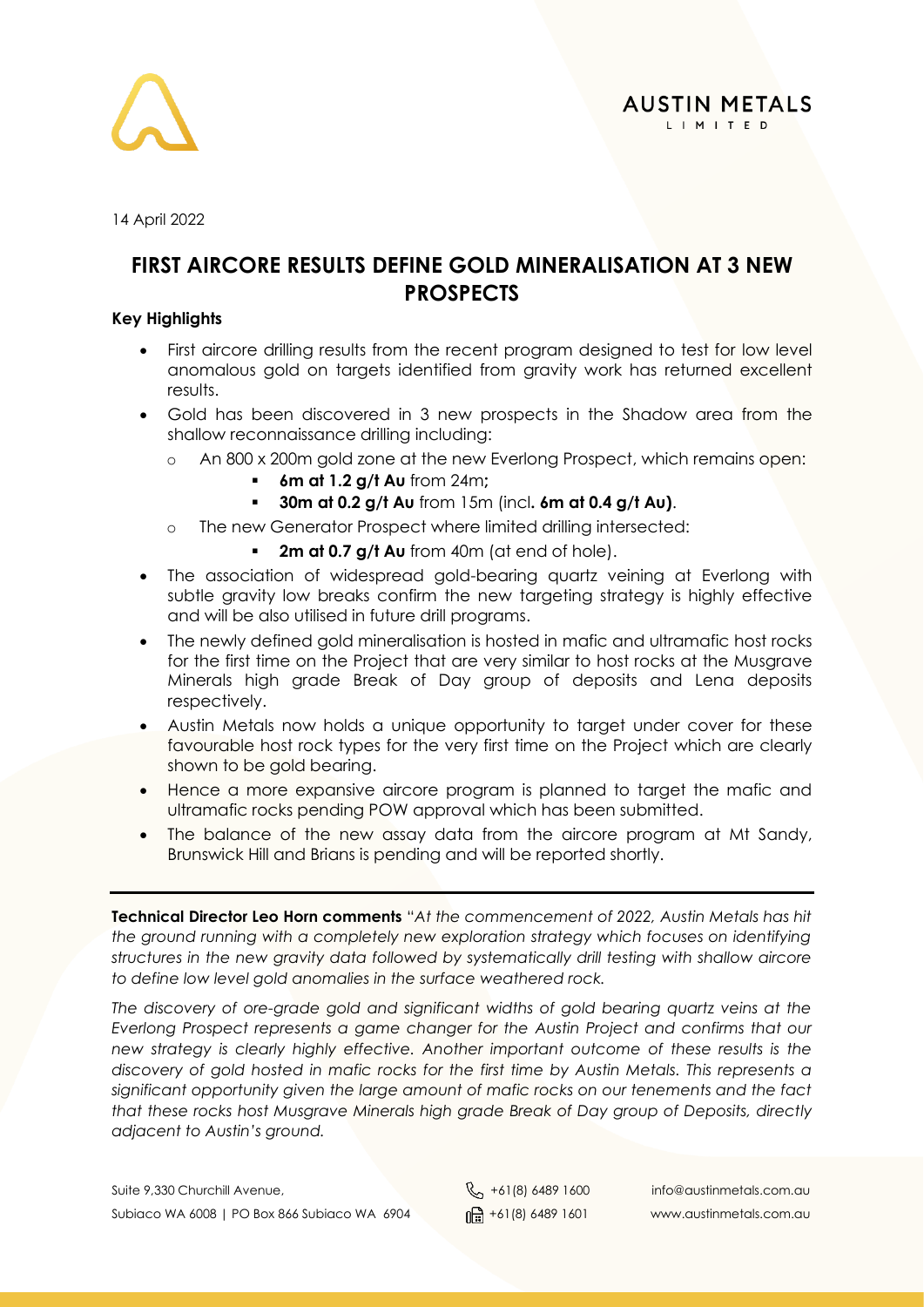14 April 2022

# FIRST AIRCORE RESULTS DEFINE GOLD MINERALISATION AT 3 NEW PROSPECTS

**Key Highlights**

- First aircore drilling results from the recent program designed to test for low level anomalous gold on targets identified from gravity work has returned excellent results.
- Gold has been discovered in 3 new prospects in the Shadow area from the shallow reconnaissance drilling including:
  - An 800 x 200m gold zone at the new Everlong Prospect, which remains open:
    - **6m at 1.2 g/t Au** from 24m**;**
    - **30m at 0.2 g/t Au** from 15m (incl**. 6m at 0.4 g/t Au)**.
  - The new Generator Prospect where limited drilling intersected:
    - **2m at 0.7 g/t Au** from 40m (at end of hole).
- The association of widespread gold-bearing quartz veining at Everlong with subtle gravity low breaks confirm the new targeting strategy is highly effective and will be also utilised in future drill programs.
- The newly defined gold mineralisation is hosted in mafic and ultramafic host rocks for the first time on the Project that are very similar to host rocks at the Musgrave Minerals high grade Break of Day group of deposits and Lena deposits respectively.
- Austin Metals now holds a unique opportunity to target under cover for these favourable host rock types for the very first time on the Project which are clearly shown to be gold bearing.
- Hence a more expansive aircore program is planned to target the mafic and ultramafic rocks pending POW approval which has been submitted.
- The balance of the new assay data from the aircore program at Mt Sandy, Brunswick Hill and Brians is pending and will be reported shortly.

---

**Technical Director Leo Horn comments** "*At the commencement of 2022, Austin Metals has hit the ground running with a completely new exploration strategy which focuses on identifying structures in the new gravity data followed by systematically drill testing with shallow aircore to define low level gold anomalies in the surface weathered rock.*

*The discovery of ore-grade gold and significant widths of gold bearing quartz veins at the Everlong Prospect represents a game changer for the Austin Project and confirms that our new strategy is clearly highly effective. Another important outcome of these results is the discovery of gold hosted in mafic rocks for the first time by Austin Metals. This represents a significant opportunity given the large amount of mafic rocks on our tenements and the fact that these rocks host Musgrave Minerals high grade Break of Day group of Deposits, directly adjacent to Austin's ground.*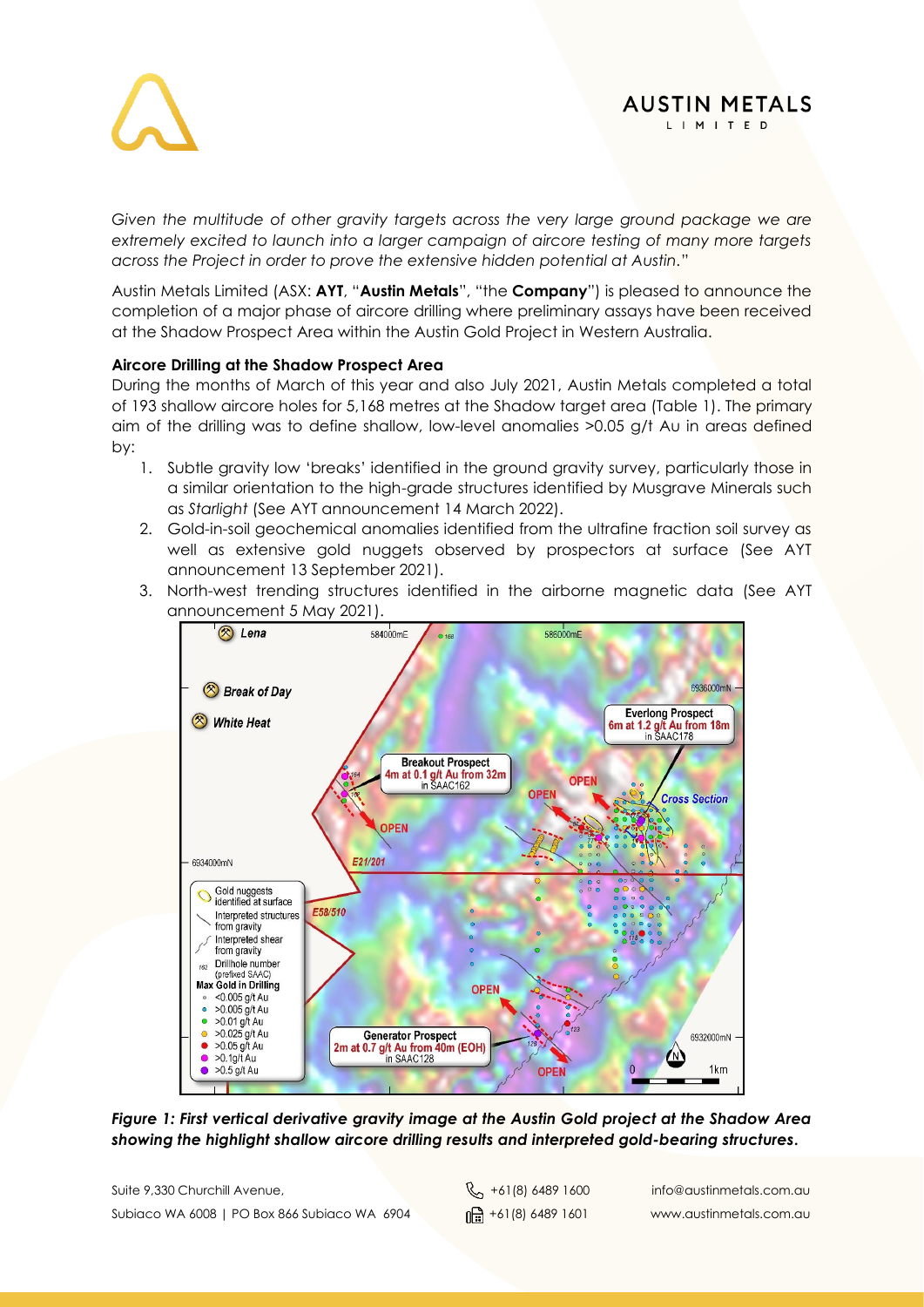*Given the multitude of other gravity targets across the very large ground package we are extremely excited to launch into a larger campaign of aircore testing of many more targets across the Project in order to prove the extensive hidden potential at Austin*."

Austin Metals Limited (ASX: **AYT**, "**Austin Metals**", "the **Company**") is pleased to announce the completion of a major phase of aircore drilling where preliminary assays have been received at the Shadow Prospect Area within the Austin Gold Project in Western Australia.

**Aircore Drilling at the Shadow Prospect Area**

During the months of March of this year and also July 2021, Austin Metals completed a total of 193 shallow aircore holes for 5,168 metres at the Shadow target area (Table 1). The primary aim of the drilling was to define shallow, low-level anomalies >0.05 g/t Au in areas defined by:

1. Subtle gravity low 'breaks' identified in the ground gravity survey, particularly those in a similar orientation to the high-grade structures identified by Musgrave Minerals such as *Starlight* (See AYT announcement 14 March 2022).
2. Gold-in-soil geochemical anomalies identified from the ultrafine fraction soil survey as well as extensive gold nuggets observed by prospectors at surface (See AYT announcement 13 September 2021).
3. North-west trending structures identified in the airborne magnetic data (See AYT announcement 5 May 2021).

***Figure 1: First vertical derivative gravity image at the Austin Gold project at the Shadow Area showing the highlight shallow aircore drilling results and interpreted gold-bearing structures.***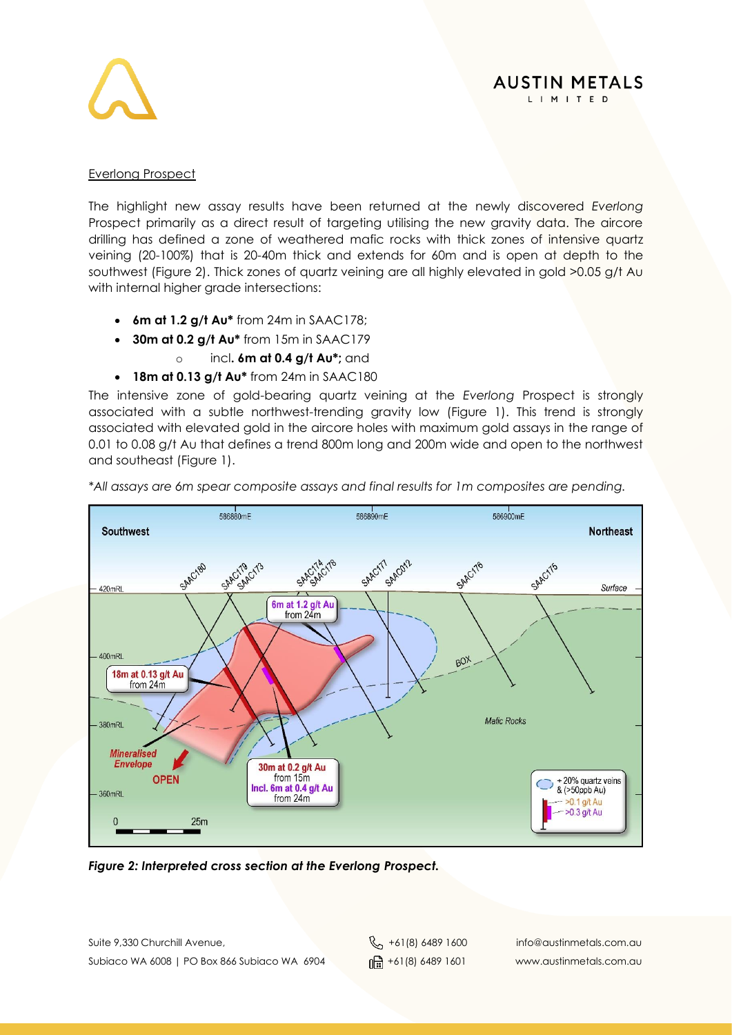## Everlong Prospect

The highlight new assay results have been returned at the newly discovered *Everlong* Prospect primarily as a direct result of targeting utilising the new gravity data. The aircore drilling has defined a zone of weathered mafic rocks with thick zones of intensive quartz veining (20-100%) that is 20-40m thick and extends for 60m and is open at depth to the southwest (Figure 2). Thick zones of quartz veining are all highly elevated in gold >0.05 g/t Au with internal higher grade intersections:

- **6m at 1.2 g/t Au*** from 24m in SAAC178;
- **30m at 0.2 g/t Au*** from 15m in SAAC179
    - incl**. 6m at 0.4 g/t Au*;** and
- **18m at 0.13 g/t Au*** from 24m in SAAC180

The intensive zone of gold-bearing quartz veining at the *Everlong* Prospect is strongly associated with a subtle northwest-trending gravity low (Figure 1). This trend is strongly associated with elevated gold in the aircore holes with maximum gold assays in the range of 0.01 to 0.08 g/t Au that defines a trend 800m long and 200m wide and open to the northwest and southeast (Figure 1).

**All assays are 6m spear composite assays and final results for 1m composites are pending.*

***Figure 2: Interpreted cross section at the Everlong Prospect.***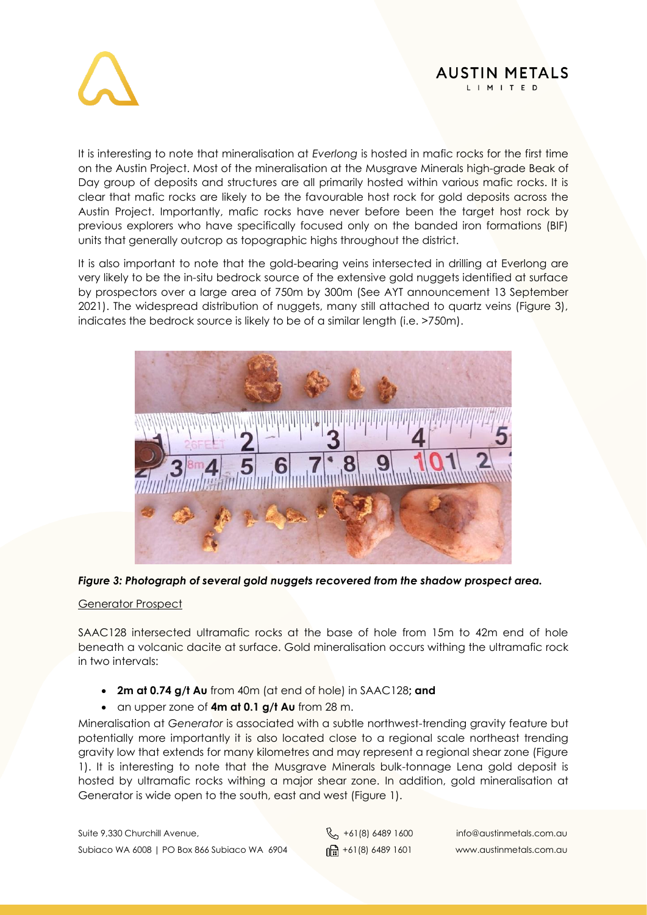It is interesting to note that mineralisation at *Everlong* is hosted in mafic rocks for the first time on the Austin Project. Most of the mineralisation at the Musgrave Minerals high-grade Beak of Day group of deposits and structures are all primarily hosted within various mafic rocks. It is clear that mafic rocks are likely to be the favourable host rock for gold deposits across the Austin Project. Importantly, mafic rocks have never before been the target host rock by previous explorers who have specifically focused only on the banded iron formations (BIF) units that generally outcrop as topographic highs throughout the district.

It is also important to note that the gold-bearing veins intersected in drilling at Everlong are very likely to be the in-situ bedrock source of the extensive gold nuggets identified at surface by prospectors over a large area of 750m by 300m (See AYT announcement 13 September 2021). The widespread distribution of nuggets, many still attached to quartz veins (Figure 3), indicates the bedrock source is likely to be of a similar length (i.e. >750m).

***Figure 3: Photograph of several gold nuggets recovered from the shadow prospect area.***

Generator Prospect

SAAC128 intersected ultramafic rocks at the base of hole from 15m to 42m end of hole beneath a volcanic dacite at surface. Gold mineralisation occurs withing the ultramafic rock in two intervals:

- **2m at 0.74 g/t Au** from 40m (at end of hole) in SAAC128**; and**
- an upper zone of **4m at 0.1 g/t Au** from 28 m.

Mineralisation at *Generator* is associated with a subtle northwest-trending gravity feature but potentially more importantly it is also located close to a regional scale northeast trending gravity low that extends for many kilometres and may represent a regional shear zone (Figure 1). It is interesting to note that the Musgrave Minerals bulk-tonnage Lena gold deposit is hosted by ultramafic rocks withing a major shear zone. In addition, gold mineralisation at Generator is wide open to the south, east and west (Figure 1).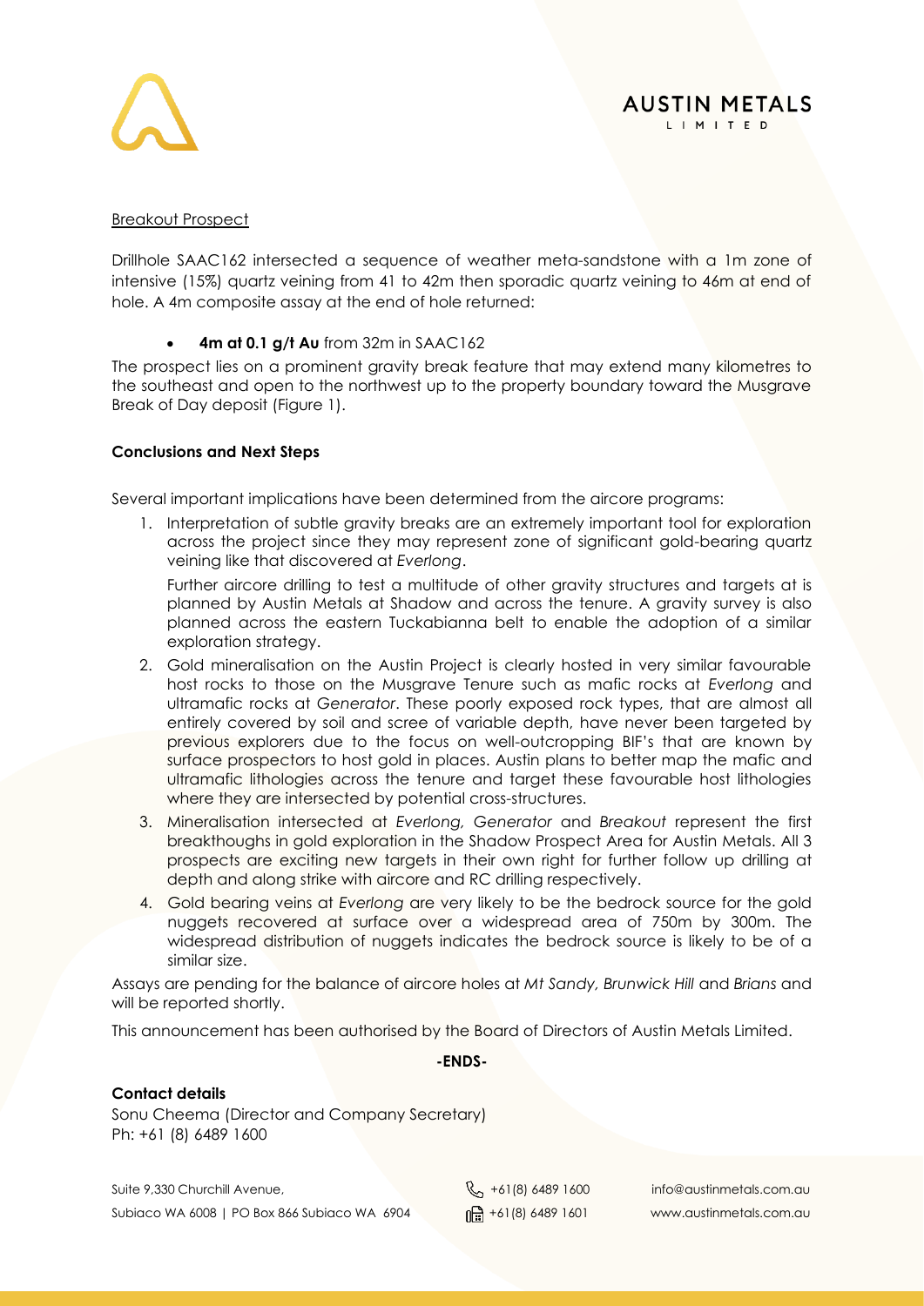<u>Breakout Prospect</u>

Drillhole SAAC162 intersected a sequence of weather meta-sandstone with a 1m zone of intensive (15%) quartz veining from 41 to 42m then sporadic quartz veining to 46m at end of hole. A 4m composite assay at the end of hole returned:

- **4m at 0.1 g/t Au** from 32m in SAAC162

The prospect lies on a prominent gravity break feature that may extend many kilometres to the southeast and open to the northwest up to the property boundary toward the Musgrave Break of Day deposit (Figure 1).

**Conclusions and Next Steps**

Several important implications have been determined from the aircore programs:

1. Interpretation of subtle gravity breaks are an extremely important tool for exploration across the project since they may represent zone of significant gold-bearing quartz veining like that discovered at *Everlong*.

   Further aircore drilling to test a multitude of other gravity structures and targets at is planned by Austin Metals at Shadow and across the tenure. A gravity survey is also planned across the eastern Tuckabianna belt to enable the adoption of a similar exploration strategy.

2. Gold mineralisation on the Austin Project is clearly hosted in very similar favourable host rocks to those on the Musgrave Tenure such as mafic rocks at *Everlong* and ultramafic rocks at *Generator*. These poorly exposed rock types, that are almost all entirely covered by soil and scree of variable depth, have never been targeted by previous explorers due to the focus on well-outcropping BIF's that are known by surface prospectors to host gold in places. Austin plans to better map the mafic and ultramafic lithologies across the tenure and target these favourable host lithologies where they are intersected by potential cross-structures.

3. Mineralisation intersected at *Everlong, Generator* and *Breakout* represent the first breakthoughs in gold exploration in the Shadow Prospect Area for Austin Metals. All 3 prospects are exciting new targets in their own right for further follow up drilling at depth and along strike with aircore and RC drilling respectively.

4. Gold bearing veins at *Everlong* are very likely to be the bedrock source for the gold nuggets recovered at surface over a widespread area of 750m by 300m. The widespread distribution of nuggets indicates the bedrock source is likely to be of a similar size.

Assays are pending for the balance of aircore holes at *Mt Sandy, Brunwick Hill* and *Brians* and will be reported shortly.

This announcement has been authorised by the Board of Directors of Austin Metals Limited.

**-ENDS-**

**Contact details**

Sonu Cheema (Director and Company Secretary)
Ph: +61 (8) 6489 1600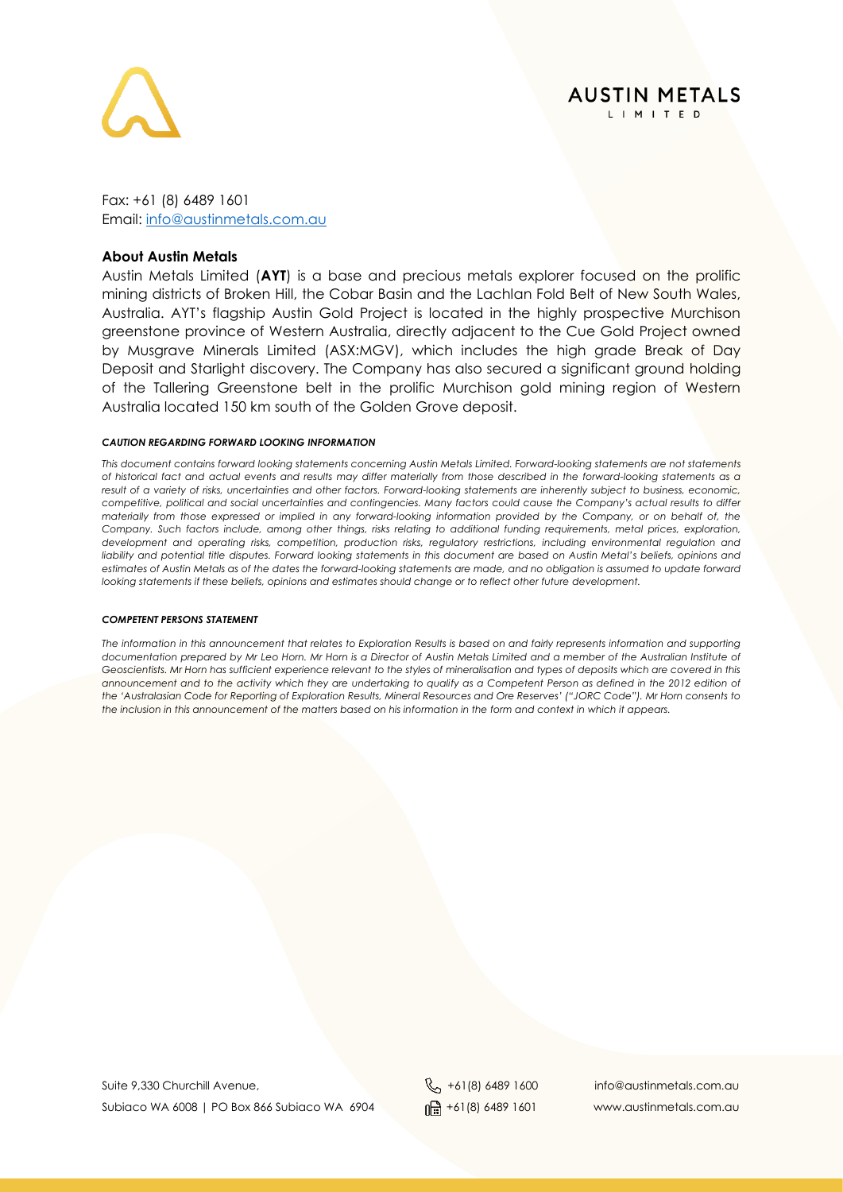Fax: +61 (8) 6489 1601
Email: info@austinmetals.com.au

### About Austin Metals

Austin Metals Limited (**AYT**) is a base and precious metals explorer focused on the prolific mining districts of Broken Hill, the Cobar Basin and the Lachlan Fold Belt of New South Wales, Australia. AYT's flagship Austin Gold Project is located in the highly prospective Murchison greenstone province of Western Australia, directly adjacent to the Cue Gold Project owned by Musgrave Minerals Limited (ASX:MGV), which includes the high grade Break of Day Deposit and Starlight discovery. The Company has also secured a significant ground holding of the Tallering Greenstone belt in the prolific Murchison gold mining region of Western Australia located 150 km south of the Golden Grove deposit.

***CAUTION REGARDING FORWARD LOOKING INFORMATION***

*This document contains forward looking statements concerning Austin Metals Limited. Forward-looking statements are not statements of historical fact and actual events and results may differ materially from those described in the forward-looking statements as a result of a variety of risks, uncertainties and other factors. Forward-looking statements are inherently subject to business, economic, competitive, political and social uncertainties and contingencies. Many factors could cause the Company's actual results to differ materially from those expressed or implied in any forward-looking information provided by the Company, or on behalf of, the Company. Such factors include, among other things, risks relating to additional funding requirements, metal prices, exploration, development and operating risks, competition, production risks, regulatory restrictions, including environmental regulation and liability and potential title disputes. Forward looking statements in this document are based on Austin Metal's beliefs, opinions and estimates of Austin Metals as of the dates the forward-looking statements are made, and no obligation is assumed to update forward looking statements if these beliefs, opinions and estimates should change or to reflect other future development.*

***COMPETENT PERSONS STATEMENT***

*The information in this announcement that relates to Exploration Results is based on and fairly represents information and supporting documentation prepared by Mr Leo Horn. Mr Horn is a Director of Austin Metals Limited and a member of the Australian Institute of Geoscientists. Mr Horn has sufficient experience relevant to the styles of mineralisation and types of deposits which are covered in this announcement and to the activity which they are undertaking to qualify as a Competent Person as defined in the 2012 edition of the 'Australasian Code for Reporting of Exploration Results, Mineral Resources and Ore Reserves' ("JORC Code"). Mr Horn consents to the inclusion in this announcement of the matters based on his information in the form and context in which it appears.*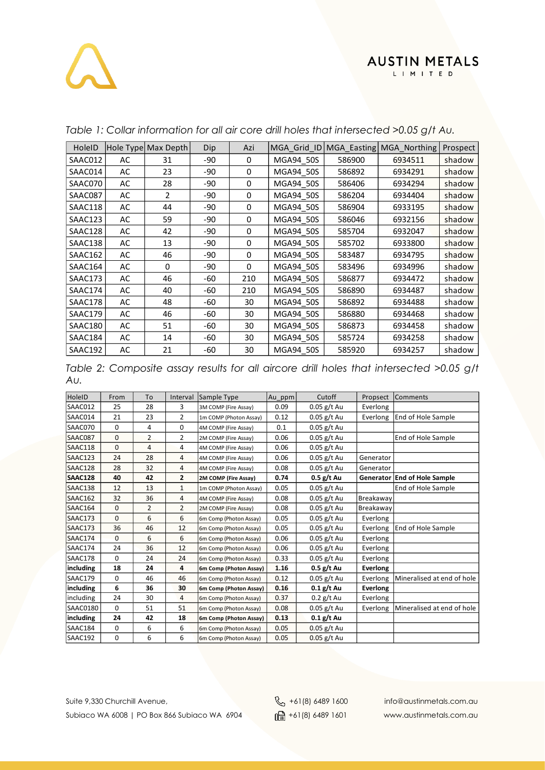*Table 1: Collar information for all air core drill holes that intersected >0.05 g/t Au.*

| HoleID | Hole Type | Max Depth | Dip | Azi | MGA_Grid_ID | MGA_Easting | MGA_Northing | Prospect |
|---|---|---|---|---|---|---|---|---|
| SAAC012 | AC | 31 | -90 | 0 | MGA94_50S | 586900 | 6934511 | shadow |
| SAAC014 | AC | 23 | -90 | 0 | MGA94_50S | 586892 | 6934291 | shadow |
| SAAC070 | AC | 28 | -90 | 0 | MGA94_50S | 586406 | 6934294 | shadow |
| SAAC087 | AC | 2 | -90 | 0 | MGA94_50S | 586204 | 6934404 | shadow |
| SAAC118 | AC | 44 | -90 | 0 | MGA94_50S | 586904 | 6933195 | shadow |
| SAAC123 | AC | 59 | -90 | 0 | MGA94_50S | 586046 | 6932156 | shadow |
| SAAC128 | AC | 42 | -90 | 0 | MGA94_50S | 585704 | 6932047 | shadow |
| SAAC138 | AC | 13 | -90 | 0 | MGA94_50S | 585702 | 6933800 | shadow |
| SAAC162 | AC | 46 | -90 | 0 | MGA94_50S | 583487 | 6934795 | shadow |
| SAAC164 | AC | 0 | -90 | 0 | MGA94_50S | 583496 | 6934996 | shadow |
| SAAC173 | AC | 46 | -60 | 210 | MGA94_50S | 586877 | 6934472 | shadow |
| SAAC174 | AC | 40 | -60 | 210 | MGA94_50S | 586890 | 6934487 | shadow |
| SAAC178 | AC | 48 | -60 | 30 | MGA94_50S | 586892 | 6934488 | shadow |
| SAAC179 | AC | 46 | -60 | 30 | MGA94_50S | 586880 | 6934468 | shadow |
| SAAC180 | AC | 51 | -60 | 30 | MGA94_50S | 586873 | 6934458 | shadow |
| SAAC184 | AC | 14 | -60 | 30 | MGA94_50S | 585724 | 6934258 | shadow |
| SAAC192 | AC | 21 | -60 | 30 | MGA94_50S | 585920 | 6934257 | shadow |

*Table 2: Composite assay results for all aircore drill holes that intersected >0.05 g/t Au.*

| HoleID | From | To | Interval | Sample Type | Au_ppm | Cutoff | Propsect | Comments |
|---|---|---|---|---|---|---|---|---|
| SAAC012 | 25 | 28 | 3 | 3M COMP (Fire Assay) | 0.09 | 0.05 g/t Au | Everlong | |
| SAAC014 | 21 | 23 | 2 | 1m COMP (Photon Assay) | 0.12 | 0.05 g/t Au | Everlong | End of Hole Sample |
| SAAC070 | 0 | 4 | 0 | 4M COMP (Fire Assay) | 0.1 | 0.05 g/t Au | | |
| SAAC087 | 0 | 2 | 2 | 2M COMP (Fire Assay) | 0.06 | 0.05 g/t Au | | End of Hole Sample |
| SAAC118 | 0 | 4 | 4 | 4M COMP (Fire Assay) | 0.06 | 0.05 g/t Au | | |
| SAAC123 | 24 | 28 | 4 | 4M COMP (Fire Assay) | 0.06 | 0.05 g/t Au | Generator | |
| SAAC128 | 28 | 32 | 4 | 4M COMP (Fire Assay) | 0.08 | 0.05 g/t Au | Generator | |
| **SAAC128** | **40** | **42** | **2** | **2M COMP (Fire Assay)** | **0.74** | **0.5 g/t Au** | **Generator** | **End of Hole Sample** |
| SAAC138 | 12 | 13 | 1 | 1m COMP (Photon Assay) | 0.05 | 0.05 g/t Au | | End of Hole Sample |
| SAAC162 | 32 | 36 | 4 | 4M COMP (Fire Assay) | 0.08 | 0.05 g/t Au | Breakaway | |
| SAAC164 | 0 | 2 | 2 | 2M COMP (Fire Assay) | 0.08 | 0.05 g/t Au | Breakaway | |
| SAAC173 | 0 | 6 | 6 | 6m Comp (Photon Assay) | 0.05 | 0.05 g/t Au | Everlong | |
| SAAC173 | 36 | 46 | 12 | 6m Comp (Photon Assay) | 0.05 | 0.05 g/t Au | Everlong | End of Hole Sample |
| SAAC174 | 0 | 6 | 6 | 6m Comp (Photon Assay) | 0.06 | 0.05 g/t Au | Everlong | |
| SAAC174 | 24 | 36 | 12 | 6m Comp (Photon Assay) | 0.06 | 0.05 g/t Au | Everlong | |
| SAAC178 | 0 | 24 | 24 | 6m Comp (Photon Assay) | 0.33 | 0.05 g/t Au | Everlong | |
| **including** | **18** | **24** | **4** | **6m Comp (Photon Assay)** | **1.16** | **0.5 g/t Au** | **Everlong** | |
| SAAC179 | 0 | 46 | 46 | 6m Comp (Photon Assay) | 0.12 | 0.05 g/t Au | Everlong | Mineralised at end of hole |
| **including** | **6** | **36** | **30** | **6m Comp (Photon Assay)** | **0.16** | **0.1 g/t Au** | **Everlong** | |
| including | 24 | 30 | 4 | 6m Comp (Photon Assay) | 0.37 | 0.2 g/t Au | Everlong | |
| SAAC0180 | 0 | 51 | 51 | 6m Comp (Photon Assay) | 0.08 | 0.05 g/t Au | Everlong | Mineralised at end of hole |
| **including** | **24** | **42** | **18** | **6m Comp (Photon Assay)** | **0.13** | **0.1 g/t Au** | | |
| SAAC184 | 0 | 6 | 6 | 6m Comp (Photon Assay) | 0.05 | 0.05 g/t Au | | |
| SAAC192 | 0 | 6 | 6 | 6m Comp (Photon Assay) | 0.05 | 0.05 g/t Au | | |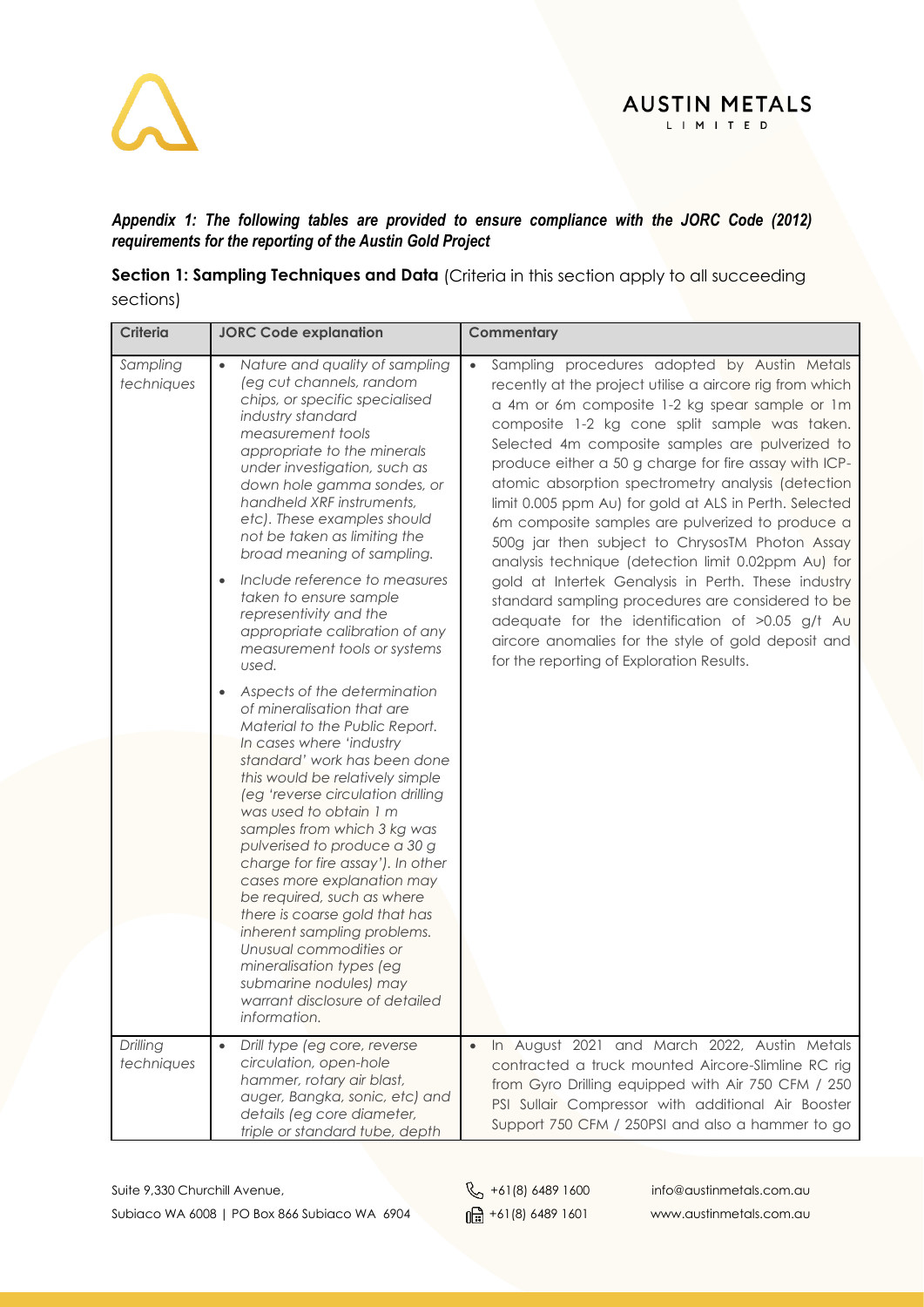*Appendix 1: The following tables are provided to ensure compliance with the JORC Code (2012) requirements for the reporting of the Austin Gold Project*

**Section 1: Sampling Techniques and Data** (Criteria in this section apply to all succeeding sections)

| Criteria | JORC Code explanation | Commentary |
|---|---|---|
| *Sampling techniques* | • *Nature and quality of sampling (eg cut channels, random chips, or specific specialised industry standard measurement tools appropriate to the minerals under investigation, such as down hole gamma sondes, or handheld XRF instruments, etc). These examples should not be taken as limiting the broad meaning of sampling.*<br>• *Include reference to measures taken to ensure sample representivity and the appropriate calibration of any measurement tools or systems used.*<br>• *Aspects of the determination of mineralisation that are Material to the Public Report. In cases where 'industry standard' work has been done this would be relatively simple (eg 'reverse circulation drilling was used to obtain 1 m samples from which 3 kg was pulverised to produce a 30 g charge for fire assay'). In other cases more explanation may be required, such as where there is coarse gold that has inherent sampling problems. Unusual commodities or mineralisation types (eg submarine nodules) may warrant disclosure of detailed information.* | • Sampling procedures adopted by Austin Metals recently at the project utilise a aircore rig from which a 4m or 6m composite 1-2 kg spear sample or 1m composite 1-2 kg cone split sample was taken. Selected 4m composite samples are pulverized to produce either a 50 g charge for fire assay with ICP-atomic absorption spectrometry analysis (detection limit 0.005 ppm Au) for gold at ALS in Perth. Selected 6m composite samples are pulverized to produce a 500g jar then subject to ChrysosTM Photon Assay analysis technique (detection limit 0.02ppm Au) for gold at Intertek Genalysis in Perth. These industry standard sampling procedures are considered to be adequate for the identification of >0.05 g/t Au aircore anomalies for the style of gold deposit and for the reporting of Exploration Results. |
| *Drilling techniques* | • *Drill type (eg core, reverse circulation, open-hole hammer, rotary air blast, auger, Bangka, sonic, etc) and details (eg core diameter, triple or standard tube, depth* | • In August 2021 and March 2022, Austin Metals contracted a truck mounted Aircore-Slimline RC rig from Gyro Drilling equipped with Air 750 CFM / 250 PSI Sullair Compressor with additional Air Booster Support 750 CFM / 250PSI and also a hammer to go |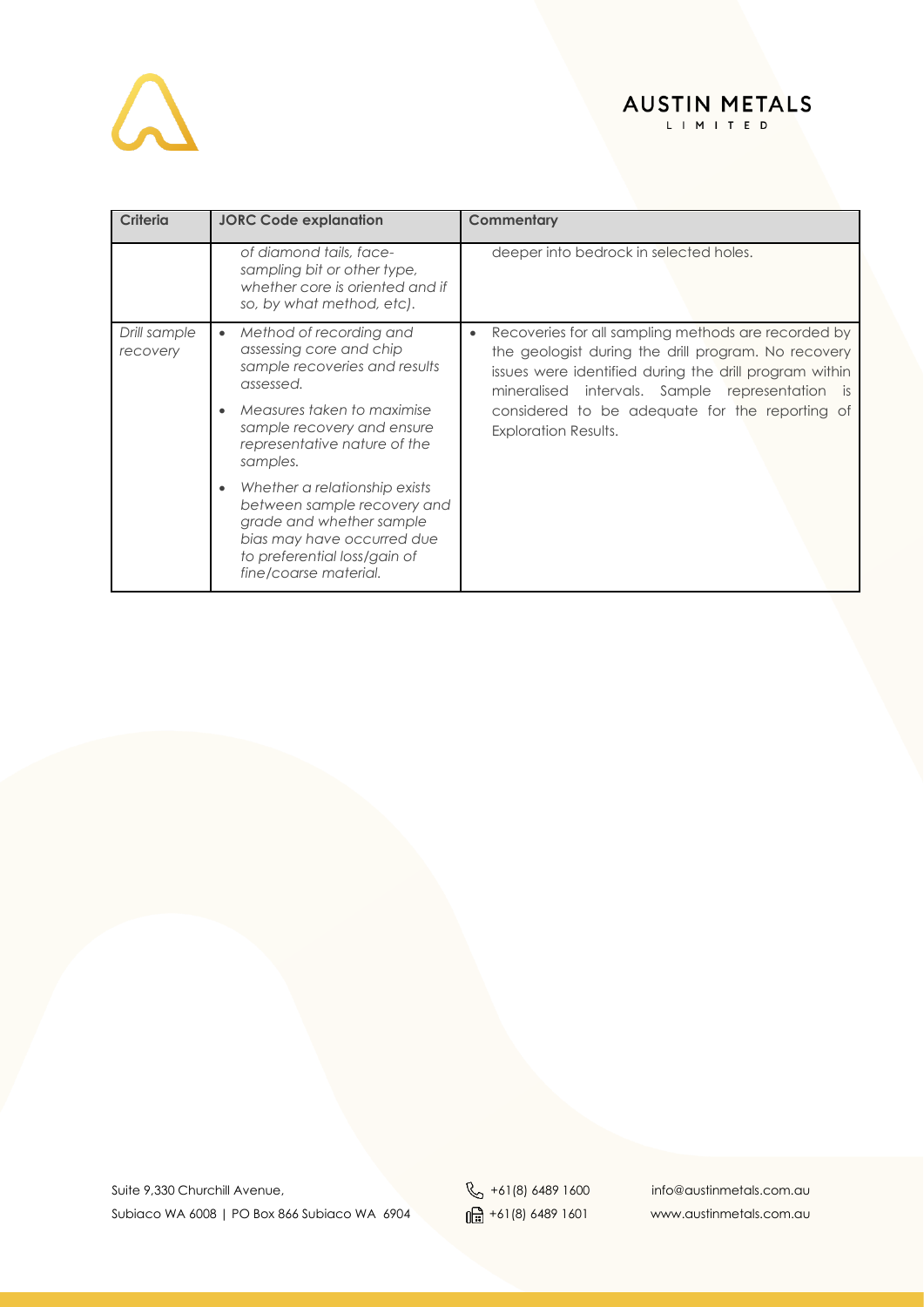| Criteria | JORC Code explanation | Commentary |
| --- | --- | --- |
| | *of diamond tails, face-sampling bit or other type, whether core is oriented and if so, by what method, etc).* | deeper into bedrock in selected holes. |
| *Drill sample recovery* | • *Method of recording and assessing core and chip sample recoveries and results assessed.* <br> • *Measures taken to maximise sample recovery and ensure representative nature of the samples.* <br> • *Whether a relationship exists between sample recovery and grade and whether sample bias may have occurred due to preferential loss/gain of fine/coarse material.* | • Recoveries for all sampling methods are recorded by the geologist during the drill program. No recovery issues were identified during the drill program within mineralised intervals. Sample representation is considered to be adequate for the reporting of Exploration Results. |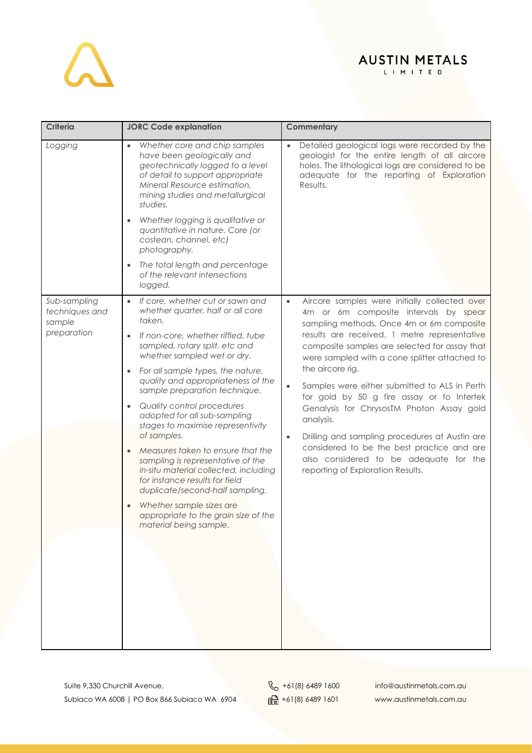| Criteria | JORC Code explanation | Commentary |
|---|---|---|
| *Logging* | • *Whether core and chip samples have been geologically and geotechnically logged to a level of detail to support appropriate Mineral Resource estimation, mining studies and metallurgical studies.*<br>• *Whether logging is qualitative or quantitative in nature. Core (or costean, channel, etc) photography.*<br>• *The total length and percentage of the relevant intersections logged.* | • Detailed geological logs were recorded by the geologist for the entire length of all aircore holes. The lithological logs are considered to be adequate for the reporting of Exploration Results. |
| *Sub-sampling techniques and sample preparation* | • *If core, whether cut or sawn and whether quarter, half or all core taken.*<br>• *If non-core, whether riffled, tube sampled, rotary split, etc and whether sampled wet or dry.*<br>• *For all sample types, the nature, quality and appropriateness of the sample preparation technique.*<br>• *Quality control procedures adopted for all sub-sampling stages to maximise representivity of samples.*<br>• *Measures taken to ensure that the sampling is representative of the in-situ material collected, including for instance results for field duplicate/second-half sampling.*<br>• *Whether sample sizes are appropriate to the grain size of the material being sample.* | • Aircore samples were initially collected over 4m or 6m composite intervals by spear sampling methods. Once 4m or 6m composite results are received, 1 metre representative composite samples are selected for assay that were sampled with a cone splitter attached to the aircore rig.<br>• Samples were either submitted to ALS in Perth for gold by 50 g fire assay or to Intertek Genalysis for ChrysosTM Photon Assay gold analysis.<br>• Drilling and sampling procedures at Austin are considered to be the best practice and are also considered to be adequate for the reporting of Exploration Results. |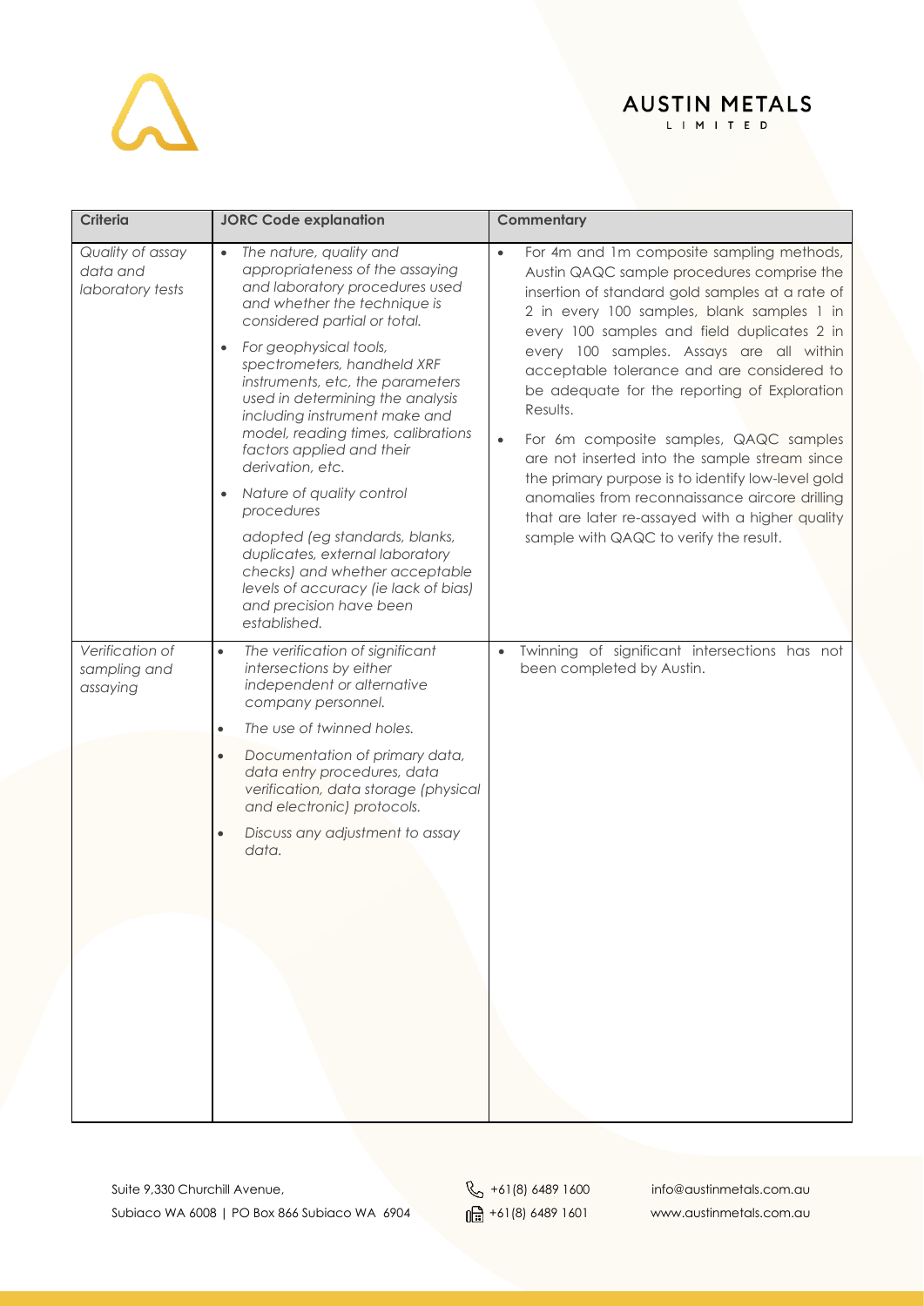| Criteria | JORC Code explanation | Commentary |
|---|---|---|
| *Quality of assay data and laboratory tests* | • *The nature, quality and appropriateness of the assaying and laboratory procedures used and whether the technique is considered partial or total.*<br>• *For geophysical tools, spectrometers, handheld XRF instruments, etc, the parameters used in determining the analysis including instrument make and model, reading times, calibrations factors applied and their derivation, etc.*<br>• *Nature of quality control procedures*<br>*adopted (eg standards, blanks, duplicates, external laboratory checks) and whether acceptable levels of accuracy (ie lack of bias) and precision have been established.* | • For 4m and 1m composite sampling methods, Austin QAQC sample procedures comprise the insertion of standard gold samples at a rate of 2 in every 100 samples, blank samples 1 in every 100 samples and field duplicates 2 in every 100 samples. Assays are all within acceptable tolerance and are considered to be adequate for the reporting of Exploration Results.<br>• For 6m composite samples, QAQC samples are not inserted into the sample stream since the primary purpose is to identify low-level gold anomalies from reconnaissance aircore drilling that are later re-assayed with a higher quality sample with QAQC to verify the result. |
| *Verification of sampling and assaying* | • *The verification of significant intersections by either independent or alternative company personnel.*<br>• *The use of twinned holes.*<br>• *Documentation of primary data, data entry procedures, data verification, data storage (physical and electronic) protocols.*<br>• *Discuss any adjustment to assay data.* | • Twinning of significant intersections has not been completed by Austin. |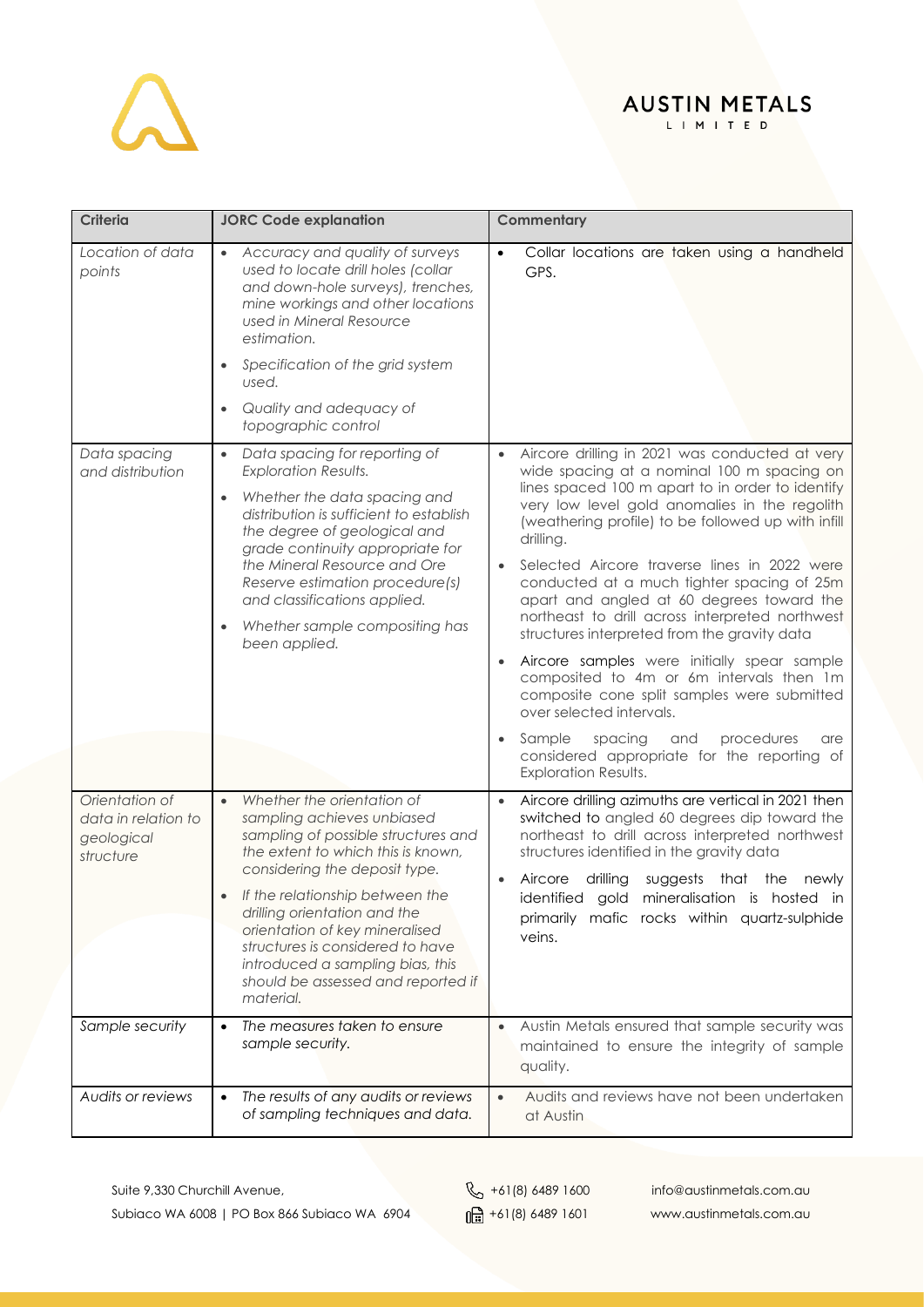| Criteria | JORC Code explanation | Commentary |
|---|---|---|
| *Location of data points* | • *Accuracy and quality of surveys used to locate drill holes (collar and down-hole surveys), trenches, mine workings and other locations used in Mineral Resource estimation.*<br>• *Specification of the grid system used.*<br>• *Quality and adequacy of topographic control* | • Collar locations are taken using a handheld GPS. |
| *Data spacing and distribution* | • *Data spacing for reporting of Exploration Results.*<br>• *Whether the data spacing and distribution is sufficient to establish the degree of geological and grade continuity appropriate for the Mineral Resource and Ore Reserve estimation procedure(s) and classifications applied.*<br>• *Whether sample compositing has been applied.* | • Aircore drilling in 2021 was conducted at very wide spacing at a nominal 100 m spacing on lines spaced 100 m apart to in order to identify very low level gold anomalies in the regolith (weathering profile) to be followed up with infill drilling.<br>• Selected Aircore traverse lines in 2022 were conducted at a much tighter spacing of 25m apart and angled at 60 degrees toward the northeast to drill across interpreted northwest structures interpreted from the gravity data<br>• Aircore samples were initially spear sample composited to 4m or 6m intervals then 1m composite cone split samples were submitted over selected intervals.<br>• Sample spacing and procedures are considered appropriate for the reporting of Exploration Results. |
| *Orientation of data in relation to geological structure* | • *Whether the orientation of sampling achieves unbiased sampling of possible structures and the extent to which this is known, considering the deposit type.*<br>• *If the relationship between the drilling orientation and the orientation of key mineralised structures is considered to have introduced a sampling bias, this should be assessed and reported if material.* | • Aircore drilling azimuths are vertical in 2021 then switched to angled 60 degrees dip toward the northeast to drill across interpreted northwest structures identified in the gravity data<br>• Aircore drilling suggests that the newly identified gold mineralisation is hosted in primarily mafic rocks within quartz-sulphide veins. |
| *Sample security* | • *The measures taken to ensure sample security.* | • Austin Metals ensured that sample security was maintained to ensure the integrity of sample quality. |
| *Audits or reviews* | • *The results of any audits or reviews of sampling techniques and data.* | • Audits and reviews have not been undertaken at Austin |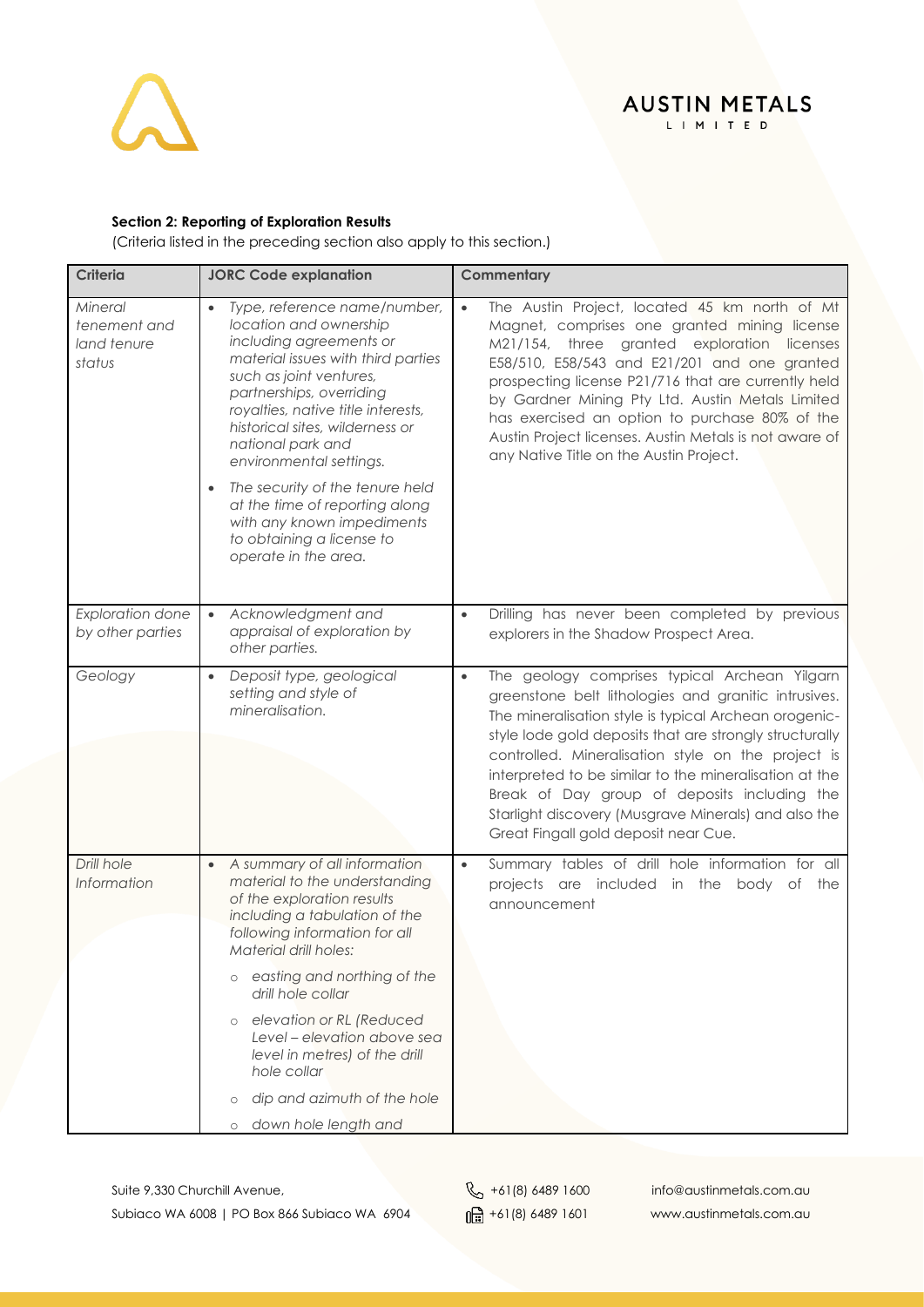**Section 2: Reporting of Exploration Results**

(Criteria listed in the preceding section also apply to this section.)

| Criteria | JORC Code explanation | Commentary |
|---|---|---|
| *Mineral tenement and land tenure status* | • *Type, reference name/number, location and ownership including agreements or material issues with third parties such as joint ventures, partnerships, overriding royalties, native title interests, historical sites, wilderness or national park and environmental settings.*<br>• *The security of the tenure held at the time of reporting along with any known impediments to obtaining a license to operate in the area.* | • The Austin Project, located 45 km north of Mt Magnet, comprises one granted mining license M21/154, three granted exploration licenses E58/510, E58/543 and E21/201 and one granted prospecting license P21/716 that are currently held by Gardner Mining Pty Ltd. Austin Metals Limited has exercised an option to purchase 80% of the Austin Project licenses. Austin Metals is not aware of any Native Title on the Austin Project. |
| *Exploration done by other parties* | • *Acknowledgment and appraisal of exploration by other parties.* | • Drilling has never been completed by previous explorers in the Shadow Prospect Area. |
| *Geology* | • *Deposit type, geological setting and style of mineralisation.* | • The geology comprises typical Archean Yilgarn greenstone belt lithologies and granitic intrusives. The mineralisation style is typical Archean orogenic-style lode gold deposits that are strongly structurally controlled. Mineralisation style on the project is interpreted to be similar to the mineralisation at the Break of Day group of deposits including the Starlight discovery (Musgrave Minerals) and also the Great Fingall gold deposit near Cue. |
| *Drill hole Information* | • *A summary of all information material to the understanding of the exploration results including a tabulation of the following information for all Material drill holes:*<br>○ *easting and northing of the drill hole collar*<br>○ *elevation or RL (Reduced Level – elevation above sea level in metres) of the drill hole collar*<br>○ *dip and azimuth of the hole*<br>○ *down hole length and* | • Summary tables of drill hole information for all projects are included in the body of the announcement |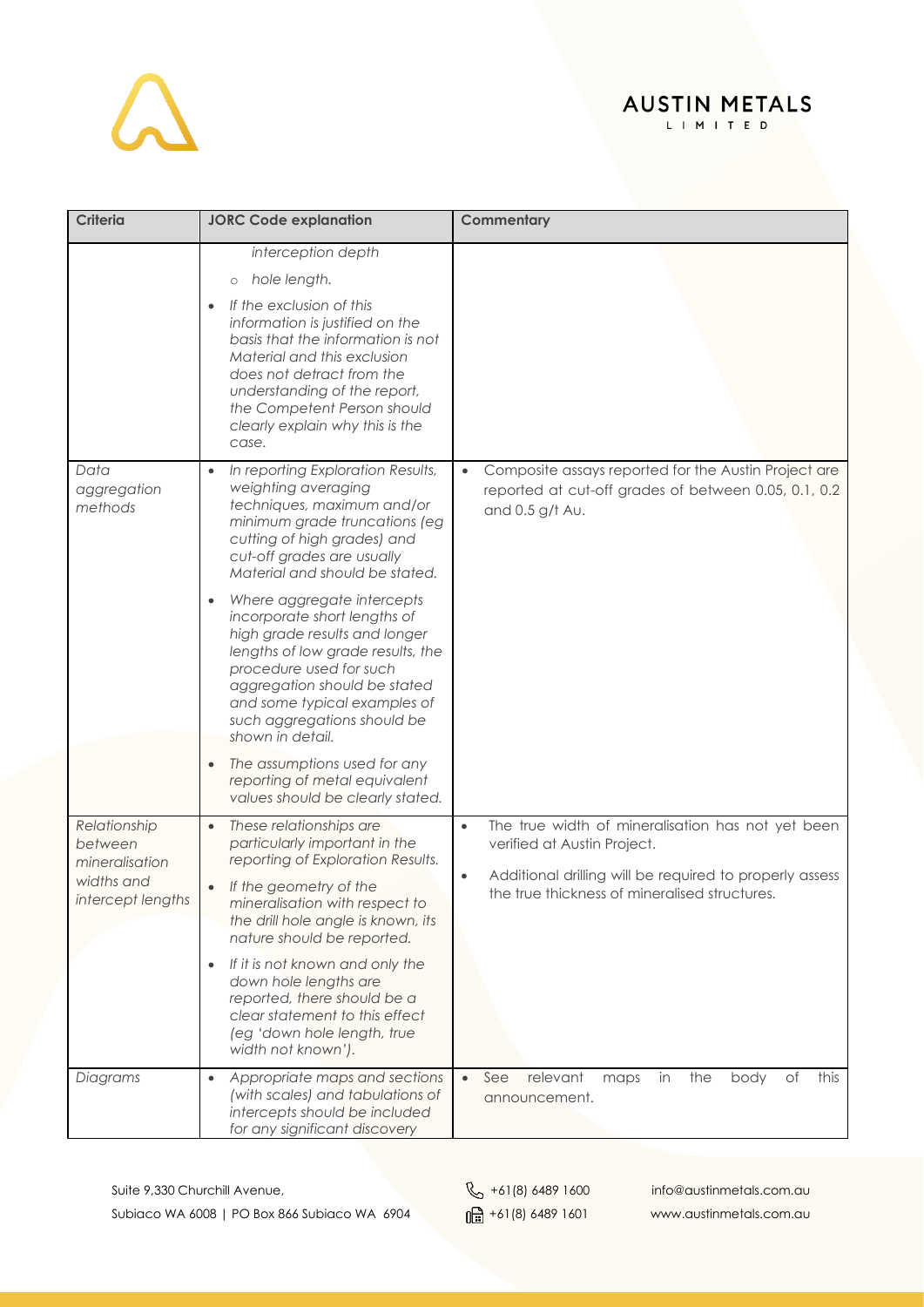| Criteria | JORC Code explanation | Commentary |
|---|---|---|
| | *interception depth*<br>○ *hole length.*<br>• *If the exclusion of this information is justified on the basis that the information is not Material and this exclusion does not detract from the understanding of the report, the Competent Person should clearly explain why this is the case.* | |
| *Data aggregation methods* | • *In reporting Exploration Results, weighting averaging techniques, maximum and/or minimum grade truncations (eg cutting of high grades) and cut-off grades are usually Material and should be stated.*<br>• *Where aggregate intercepts incorporate short lengths of high grade results and longer lengths of low grade results, the procedure used for such aggregation should be stated and some typical examples of such aggregations should be shown in detail.*<br>• *The assumptions used for any reporting of metal equivalent values should be clearly stated.* | • Composite assays reported for the Austin Project are reported at cut-off grades of between 0.05, 0.1, 0.2 and 0.5 g/t Au. |
| *Relationship between mineralisation widths and intercept lengths* | • *These relationships are particularly important in the reporting of Exploration Results.*<br>• *If the geometry of the mineralisation with respect to the drill hole angle is known, its nature should be reported.*<br>• *If it is not known and only the down hole lengths are reported, there should be a clear statement to this effect (eg 'down hole length, true width not known').* | • The true width of mineralisation has not yet been verified at Austin Project.<br>• Additional drilling will be required to properly assess the true thickness of mineralised structures. |
| *Diagrams* | • *Appropriate maps and sections (with scales) and tabulations of intercepts should be included for any significant discovery* | • See relevant maps in the body of this announcement. |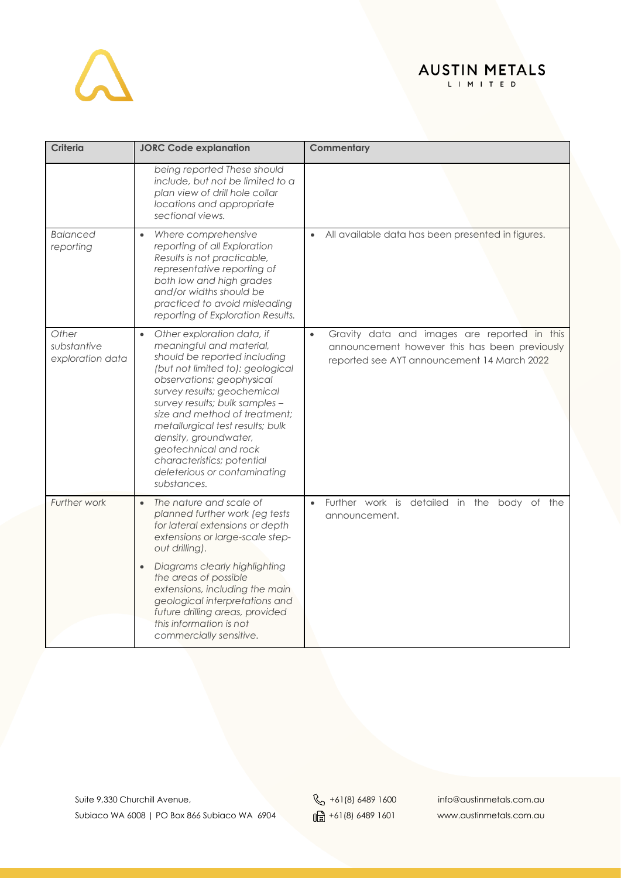| Criteria | JORC Code explanation | Commentary |
|---|---|---|
| | *being reported These should include, but not be limited to a plan view of drill hole collar locations and appropriate sectional views.* | |
| *Balanced reporting* | • *Where comprehensive reporting of all Exploration Results is not practicable, representative reporting of both low and high grades and/or widths should be practiced to avoid misleading reporting of Exploration Results.* | • All available data has been presented in figures. |
| *Other substantive exploration data* | • *Other exploration data, if meaningful and material, should be reported including (but not limited to): geological observations; geophysical survey results; geochemical survey results; bulk samples – size and method of treatment; metallurgical test results; bulk density, groundwater, geotechnical and rock characteristics; potential deleterious or contaminating substances.* | • Gravity data and images are reported in this announcement however this has been previously reported see AYT announcement 14 March 2022 |
| *Further work* | • *The nature and scale of planned further work (eg tests for lateral extensions or depth extensions or large-scale step-out drilling).* <br> • *Diagrams clearly highlighting the areas of possible extensions, including the main geological interpretations and future drilling areas, provided this information is not commercially sensitive.* | • Further work is detailed in the body of the announcement. |